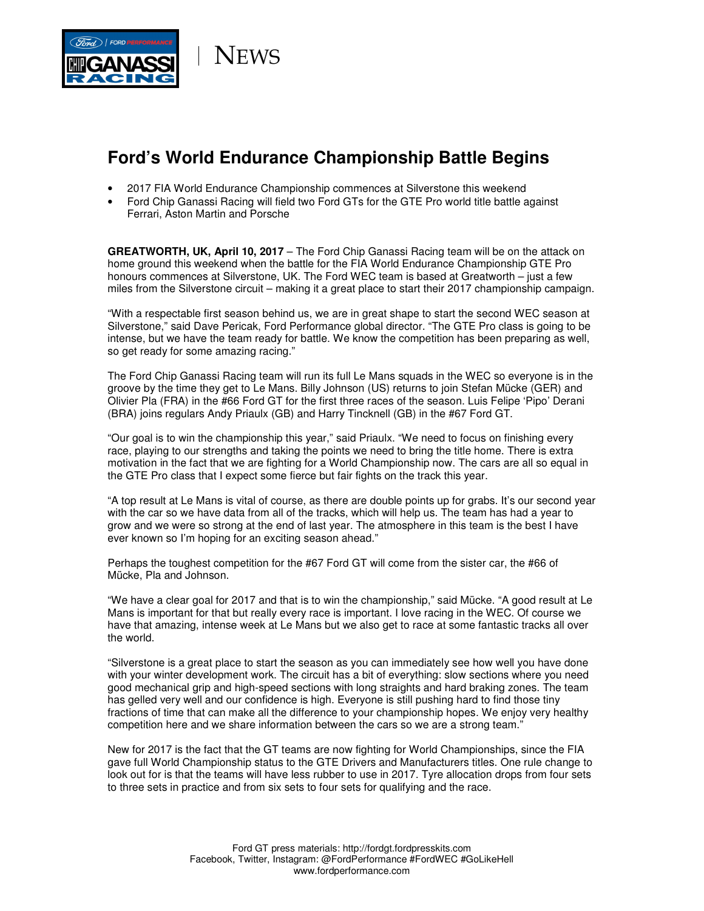NEWS

# Ford's World Endurance Championship Battle Begins

- 2017 FIA World Endurance Championship commences at Silverstone this weekend
- Ford Chip Ganassi Racing will field two Ford GTs for the GTE Pro world title battle against Ferrari, Aston Martin and Porsche

**GREATWORTH, UK, April 10, 2017** – The Ford Chip Ganassi Racing team will be on the attack on home ground this weekend when the battle for the FIA World Endurance Championship GTE Pro honours commences at Silverstone, UK. The Ford WEC team is based at Greatworth – just a few miles from the Silverstone circuit – making it a great place to start their 2017 championship campaign.

"With a respectable first season behind us, we are in great shape to start the second WEC season at Silverstone," said Dave Pericak, Ford Performance global director. "The GTE Pro class is going to be intense, but we have the team ready for battle. We know the competition has been preparing as well, so get ready for some amazing racing."

The Ford Chip Ganassi Racing team will run its full Le Mans squads in the WEC so everyone is in the groove by the time they get to Le Mans. Billy Johnson (US) returns to join Stefan Mücke (GER) and Olivier Pla (FRA) in the #66 Ford GT for the first three races of the season. Luis Felipe 'Pipo' Derani (BRA) joins regulars Andy Priaulx (GB) and Harry Tincknell (GB) in the #67 Ford GT.

"Our goal is to win the championship this year," said Priaulx. "We need to focus on finishing every race, playing to our strengths and taking the points we need to bring the title home. There is extra motivation in the fact that we are fighting for a World Championship now. The cars are all so equal in the GTE Pro class that I expect some fierce but fair fights on the track this year.

"A top result at Le Mans is vital of course, as there are double points up for grabs. It's our second year with the car so we have data from all of the tracks, which will help us. The team has had a year to grow and we were so strong at the end of last year. The atmosphere in this team is the best I have ever known so I'm hoping for an exciting season ahead."

Perhaps the toughest competition for the #67 Ford GT will come from the sister car, the #66 of Mücke, Pla and Johnson.

"We have a clear goal for 2017 and that is to win the championship," said Mücke. "A good result at Le Mans is important for that but really every race is important. I love racing in the WEC. Of course we have that amazing, intense week at Le Mans but we also get to race at some fantastic tracks all over the world.

"Silverstone is a great place to start the season as you can immediately see how well you have done with your winter development work. The circuit has a bit of everything: slow sections where you need good mechanical grip and high-speed sections with long straights and hard braking zones. The team has gelled very well and our confidence is high. Everyone is still pushing hard to find those tiny fractions of time that can make all the difference to your championship hopes. We enjoy very healthy competition here and we share information between the cars so we are a strong team."

New for 2017 is the fact that the GT teams are now fighting for World Championships, since the FIA gave full World Championship status to the GTE Drivers and Manufacturers titles. One rule change to look out for is that the teams will have less rubber to use in 2017. Tyre allocation drops from four sets to three sets in practice and from six sets to four sets for qualifying and the race.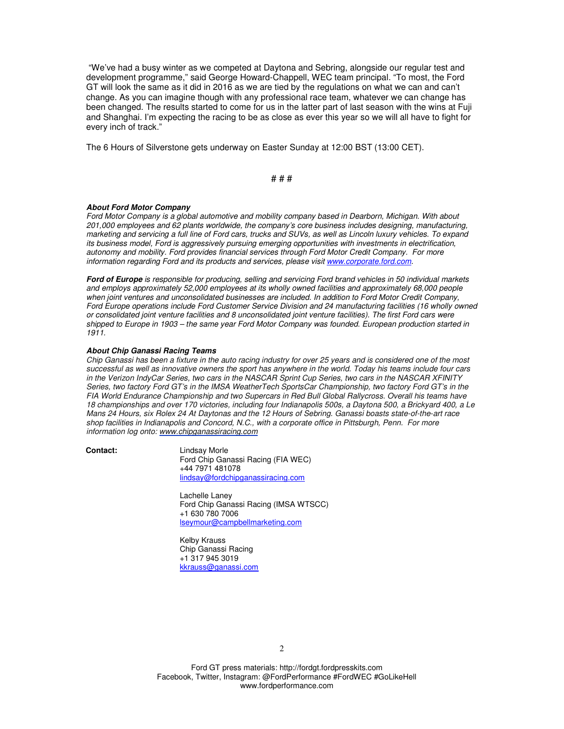"We've had a busy winter as we competed at Daytona and Sebring, alongside our regular test and development programme," said George Howard-Chappell, WEC team principal. "To most, the Ford GT will look the same as it did in 2016 as we are tied by the regulations on what we can and can't change. As you can imagine though with any professional race team, whatever we can change has been changed. The results started to come for us in the latter part of last season with the wins at Fuji and Shanghai. I'm expecting the racing to be as close as ever this year so we will all have to fight for every inch of track."

The 6 Hours of Silverstone gets underway on Easter Sunday at 12:00 BST (13:00 CET).

# # #

***About Ford Motor Company***
*Ford Motor Company is a global automotive and mobility company based in Dearborn, Michigan. With about 201,000 employees and 62 plants worldwide, the company's core business includes designing, manufacturing, marketing and servicing a full line of Ford cars, trucks and SUVs, as well as Lincoln luxury vehicles. To expand its business model, Ford is aggressively pursuing emerging opportunities with investments in electrification, autonomy and mobility. Ford provides financial services through Ford Motor Credit Company. For more information regarding Ford and its products and services, please visit [www.corporate.ford.com](www.corporate.ford.com).*

***Ford of Europe*** *is responsible for producing, selling and servicing Ford brand vehicles in 50 individual markets and employs approximately 52,000 employees at its wholly owned facilities and approximately 68,000 people when joint ventures and unconsolidated businesses are included. In addition to Ford Motor Credit Company, Ford Europe operations include Ford Customer Service Division and 24 manufacturing facilities (16 wholly owned or consolidated joint venture facilities and 8 unconsolidated joint venture facilities). The first Ford cars were shipped to Europe in 1903 – the same year Ford Motor Company was founded. European production started in 1911.*

***About Chip Ganassi Racing Teams***
*Chip Ganassi has been a fixture in the auto racing industry for over 25 years and is considered one of the most successful as well as innovative owners the sport has anywhere in the world. Today his teams include four cars in the Verizon IndyCar Series, two cars in the NASCAR Sprint Cup Series, two cars in the NASCAR XFINITY Series, two factory Ford GT's in the IMSA WeatherTech SportsCar Championship, two factory Ford GT's in the FIA World Endurance Championship and two Supercars in Red Bull Global Rallycross. Overall his teams have 18 championships and over 170 victories, including four Indianapolis 500s, a Daytona 500, a Brickyard 400, a Le Mans 24 Hours, six Rolex 24 At Daytonas and the 12 Hours of Sebring. Ganassi boasts state-of-the-art race shop facilities in Indianapolis and Concord, N.C., with a corporate office in Pittsburgh, Penn. For more information log onto: www.chipganassiracing.com*

**Contact:**

Lindsay Morle
Ford Chip Ganassi Racing (FIA WEC)
+44 7971 481078
lindsay@fordchipganassiracing.com

Lachelle Laney
Ford Chip Ganassi Racing (IMSA WTSCC)
+1 630 780 7006
lseymour@campbellmarketing.com

Kelby Krauss
Chip Ganassi Racing
+1 317 945 3019
kkrauss@ganassi.com

Ford GT press materials: http://fordgt.fordpresskits.com
Facebook, Twitter, Instagram: @FordPerformance #FordWEC #GoLikeHell
www.fordperformance.com